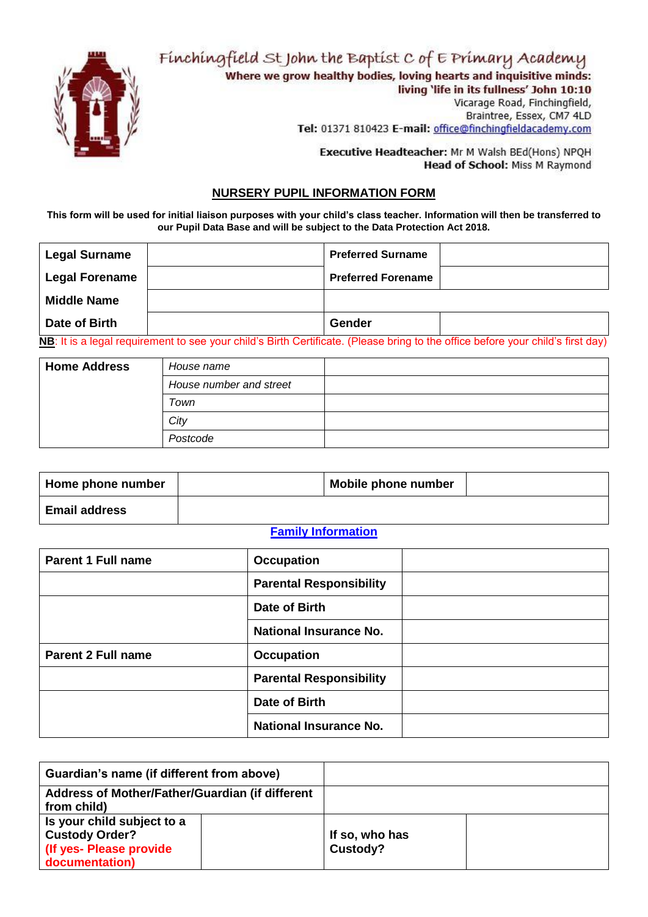Finchingfield St John the Baptist C of E Primary Academy

**Where we grow healthy bodies, loving hearts and inquisitive minds:**
**living 'life in its fullness' John 10:10**
Vicarage Road, Finchingfield,
Braintree, Essex, CM7 4LD
**Tel:** 01371 810423 **E-mail:** office@finchingfieldacademy.com

**Executive Headteacher:** Mr M Walsh BEd(Hons) NPQH
**Head of School:** Miss M Raymond

## NURSERY PUPIL INFORMATION FORM

**This form will be used for initial liaison purposes with your child's class teacher. Information will then be transferred to our Pupil Data Base and will be subject to the Data Protection Act 2018.**

| | | | |
|---|---|---|---|
| **Legal Surname** | | **Preferred Surname** | |
| **Legal Forename** | | **Preferred Forename** | |
| **Middle Name** | | | |
| **Date of Birth** | | **Gender** | |

**NB**: It is a legal requirement to see your child's Birth Certificate. (Please bring to the office before your child's first day)

| | | |
|---|---|---|
| **Home Address** | *House name* | |
| | *House number and street* | |
| | *Town* | |
| | *City* | |
| | *Postcode* | |

| | | | |
|---|---|---|---|
| **Home phone number** | | **Mobile phone number** | |
| **Email address** | | | |

**Family Information**

| | | |
|---|---|---|
| **Parent 1 Full name** | **Occupation** | |
| | **Parental Responsibility** | |
| | **Date of Birth** | |
| | **National Insurance No.** | |
| **Parent 2 Full name** | **Occupation** | |
| | **Parental Responsibility** | |
| | **Date of Birth** | |
| | **National Insurance No.** | |

| | | | |
|---|---|---|---|
| **Guardian's name (if different from above)** | | | |
| **Address of Mother/Father/Guardian (if different from child)** | | | |
| **Is your child subject to a Custody Order?** (If yes- Please provide documentation) | | **If so, who has Custody?** | |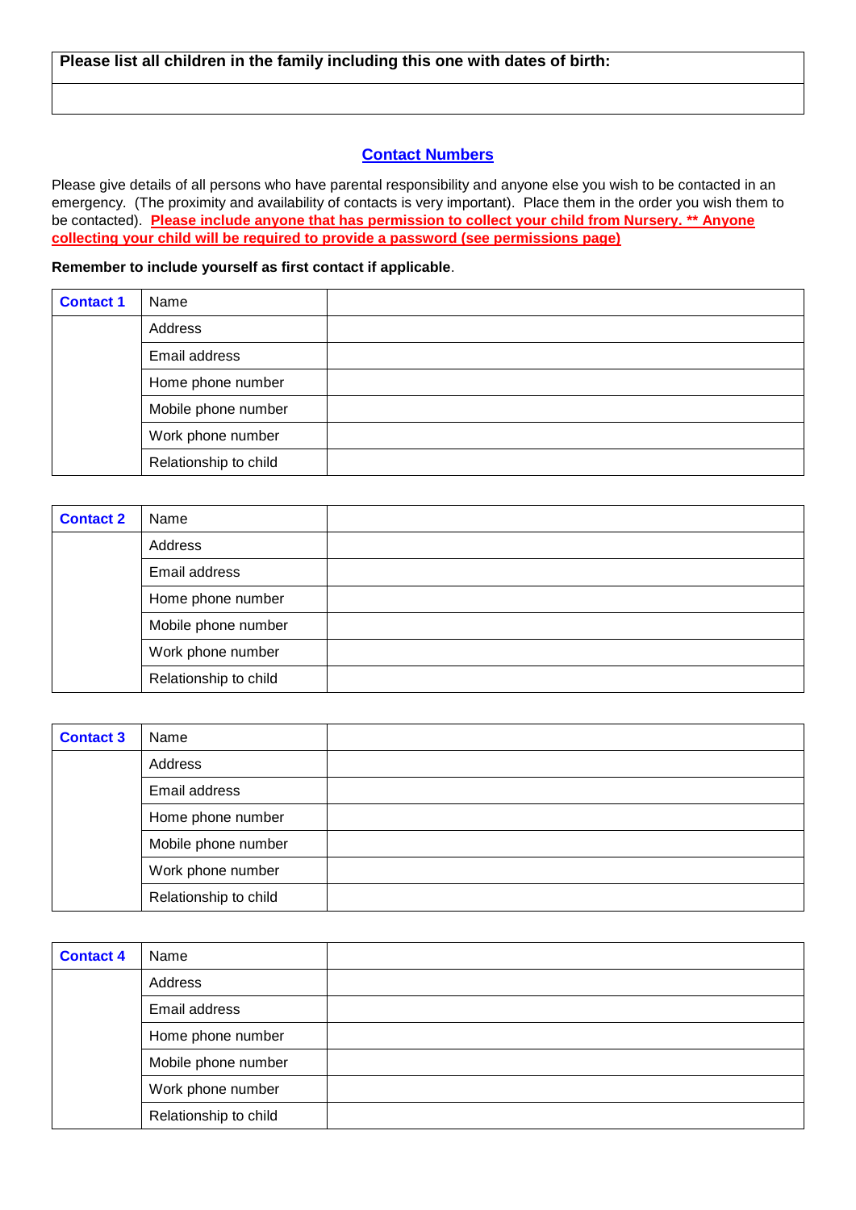| Please list all children in the family including this one with dates of birth: |
| --- |
| |

## Contact Numbers

Please give details of all persons who have parental responsibility and anyone else you wish to be contacted in an emergency. (The proximity and availability of contacts is very important). Place them in the order you wish them to be contacted). **Please include anyone that has permission to collect your child from Nursery. ** Anyone collecting your child will be required to provide a password (see permissions page)**

**Remember to include yourself as first contact if applicable**.

| Contact 1 | Name | |
| --- | --- | --- |
| | Address | |
| | Email address | |
| | Home phone number | |
| | Mobile phone number | |
| | Work phone number | |
| | Relationship to child | |

| Contact 2 | Name | |
| --- | --- | --- |
| | Address | |
| | Email address | |
| | Home phone number | |
| | Mobile phone number | |
| | Work phone number | |
| | Relationship to child | |

| Contact 3 | Name | |
| --- | --- | --- |
| | Address | |
| | Email address | |
| | Home phone number | |
| | Mobile phone number | |
| | Work phone number | |
| | Relationship to child | |

| Contact 4 | Name | |
| --- | --- | --- |
| | Address | |
| | Email address | |
| | Home phone number | |
| | Mobile phone number | |
| | Work phone number | |
| | Relationship to child | |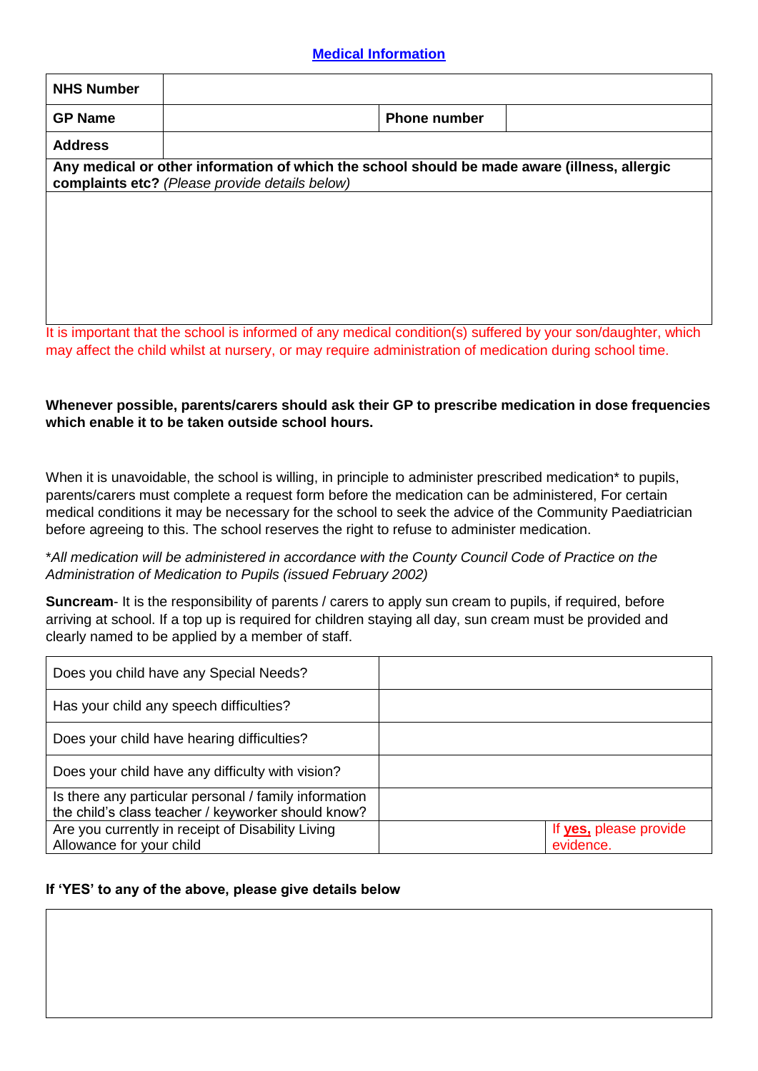## Medical Information

| **NHS Number** | | | |
|---|---|---|---|
| **GP Name** | | **Phone number** | |
| **Address** | | | |
| **Any medical or other information of which the school should be made aware (illness, allergic complaints etc?** *(Please provide details below)* | | | |
| | | | |

It is important that the school is informed of any medical condition(s) suffered by your son/daughter, which may affect the child whilst at nursery, or may require administration of medication during school time.

**Whenever possible, parents/carers should ask their GP to prescribe medication in dose frequencies which enable it to be taken outside school hours.**

When it is unavoidable, the school is willing, in principle to administer prescribed medication* to pupils, parents/carers must complete a request form before the medication can be administered, For certain medical conditions it may be necessary for the school to seek the advice of the Community Paediatrician before agreeing to this. The school reserves the right to refuse to administer medication.

*\*All medication will be administered in accordance with the County Council Code of Practice on the Administration of Medication to Pupils (issued February 2002)*

**Suncream**- It is the responsibility of parents / carers to apply sun cream to pupils, if required, before arriving at school. If a top up is required for children staying all day, sun cream must be provided and clearly named to be applied by a member of staff.

| | | |
|---|---|---|
| Does you child have any Special Needs? | | |
| Has your child any speech difficulties? | | |
| Does your child have hearing difficulties? | | |
| Does your child have any difficulty with vision? | | |
| Is there any particular personal / family information the child's class teacher / keyworker should know? | | |
| Are you currently in receipt of Disability Living Allowance for your child | | If **yes,** please provide evidence. |

**If 'YES' to any of the above, please give details below**

| |
|---|
| |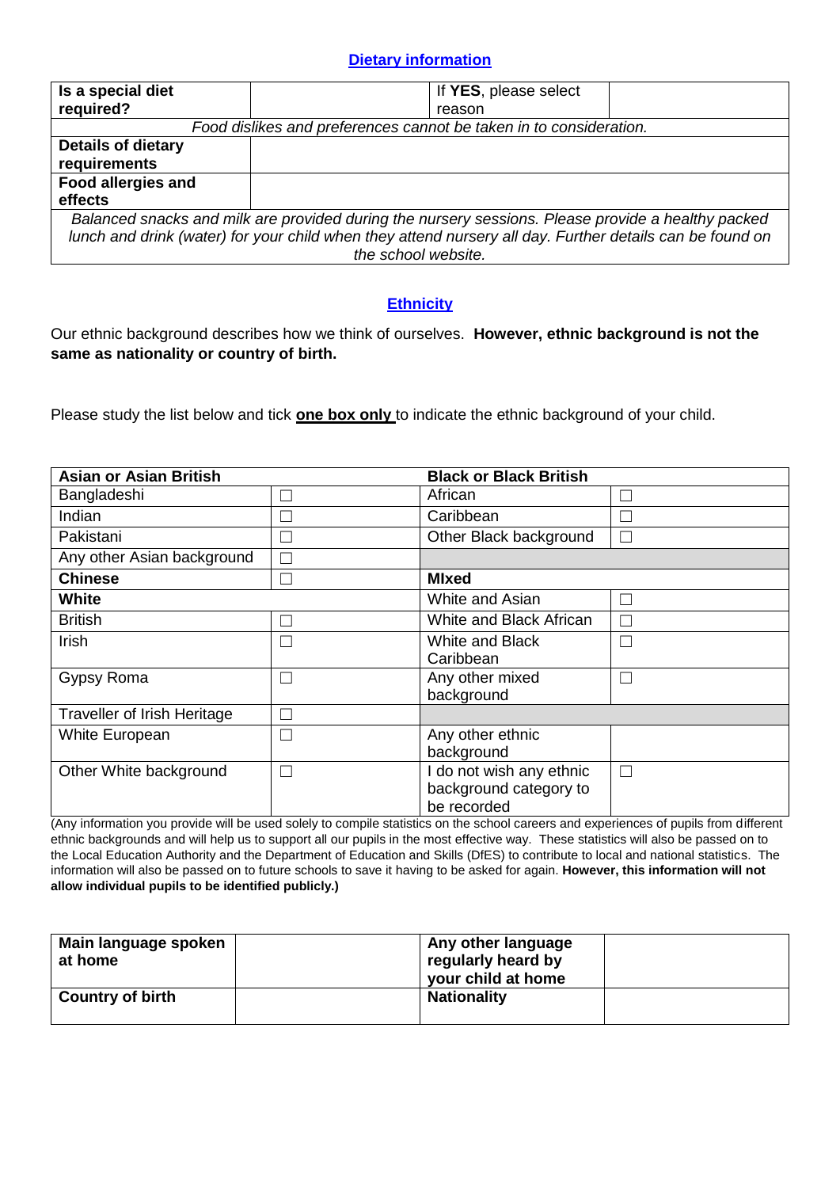## Dietary information

| Is a special diet required? | | If **YES**, please select reason | |
|---|---|---|---|
| *Food dislikes and preferences cannot be taken in to consideration.* | | | |
| **Details of dietary requirements** | | | |
| **Food allergies and effects** | | | |
| *Balanced snacks and milk are provided during the nursery sessions. Please provide a healthy packed lunch and drink (water) for your child when they attend nursery all day. Further details can be found on the school website.* | | | |

## Ethnicity

Our ethnic background describes how we think of ourselves. **However, ethnic background is not the same as nationality or country of birth.**

Please study the list below and tick **one box only** to indicate the ethnic background of your child.

| **Asian or Asian British** | | **Black or Black British** | |
|---|---|---|---|
| Bangladeshi | ☐ | African | ☐ |
| Indian | ☐ | Caribbean | ☐ |
| Pakistani | ☐ | Other Black background | ☐ |
| Any other Asian background | ☐ | | |
| **Chinese** | ☐ | **MIxed** | |
| **White** | | White and Asian | ☐ |
| British | ☐ | White and Black African | ☐ |
| Irish | ☐ | White and Black Caribbean | ☐ |
| Gypsy Roma | ☐ | Any other mixed background | ☐ |
| Traveller of Irish Heritage | ☐ | | |
| White European | ☐ | Any other ethnic background | |
| Other White background | ☐ | I do not wish any ethnic background category to be recorded | ☐ |

(Any information you provide will be used solely to compile statistics on the school careers and experiences of pupils from different ethnic backgrounds and will help us to support all our pupils in the most effective way. These statistics will also be passed on to the Local Education Authority and the Department of Education and Skills (DfES) to contribute to local and national statistics. The information will also be passed on to future schools to save it having to be asked for again. **However, this information will not allow individual pupils to be identified publicly.)**

| **Main language spoken at home** | | **Any other language regularly heard by your child at home** | |
|---|---|---|---|
| **Country of birth** | | **Nationality** | |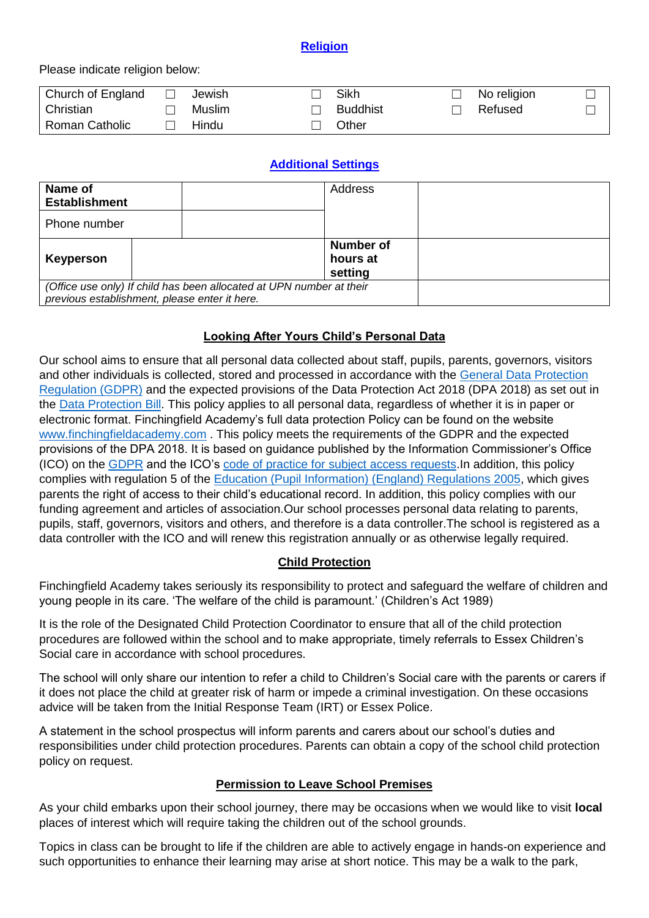## Religion

Please indicate religion below:

| | | | | | | | |
|---|---|---|---|---|---|---|---|
| Church of England | ☐ | Jewish | ☐ | Sikh | ☐ | No religion | ☐ |
| Christian | ☐ | Muslim | ☐ | Buddhist | ☐ | Refused | ☐ |
| Roman Catholic | ☐ | Hindu | ☐ | Other | | | |

## Additional Settings

| | | | |
|---|---|---|---|
| **Name of Establishment** | | Address | |
| Phone number | | | |
| **Keyperson** | | **Number of hours at setting** | |
| *(Office use only) If child has been allocated at UPN number at their previous establishment, please enter it here.* | | | |

## Looking After Yours Child's Personal Data

Our school aims to ensure that all personal data collected about staff, pupils, parents, governors, visitors and other individuals is collected, stored and processed in accordance with the General Data Protection Regulation (GDPR) and the expected provisions of the Data Protection Act 2018 (DPA 2018) as set out in the Data Protection Bill. This policy applies to all personal data, regardless of whether it is in paper or electronic format. Finchingfield Academy's full data protection Policy can be found on the website www.finchingfieldacademy.com . This policy meets the requirements of the GDPR and the expected provisions of the DPA 2018. It is based on guidance published by the Information Commissioner's Office (ICO) on the GDPR and the ICO's code of practice for subject access requests.In addition, this policy complies with regulation 5 of the Education (Pupil Information) (England) Regulations 2005, which gives parents the right of access to their child's educational record. In addition, this policy complies with our funding agreement and articles of association.Our school processes personal data relating to parents, pupils, staff, governors, visitors and others, and therefore is a data controller.The school is registered as a data controller with the ICO and will renew this registration annually or as otherwise legally required.

## Child Protection

Finchingfield Academy takes seriously its responsibility to protect and safeguard the welfare of children and young people in its care. 'The welfare of the child is paramount.' (Children's Act 1989)

It is the role of the Designated Child Protection Coordinator to ensure that all of the child protection procedures are followed within the school and to make appropriate, timely referrals to Essex Children's Social care in accordance with school procedures.

The school will only share our intention to refer a child to Children's Social care with the parents or carers if it does not place the child at greater risk of harm or impede a criminal investigation. On these occasions advice will be taken from the Initial Response Team (IRT) or Essex Police.

A statement in the school prospectus will inform parents and carers about our school's duties and responsibilities under child protection procedures. Parents can obtain a copy of the school child protection policy on request.

## Permission to Leave School Premises

As your child embarks upon their school journey, there may be occasions when we would like to visit **local** places of interest which will require taking the children out of the school grounds.

Topics in class can be brought to life if the children are able to actively engage in hands-on experience and such opportunities to enhance their learning may arise at short notice. This may be a walk to the park,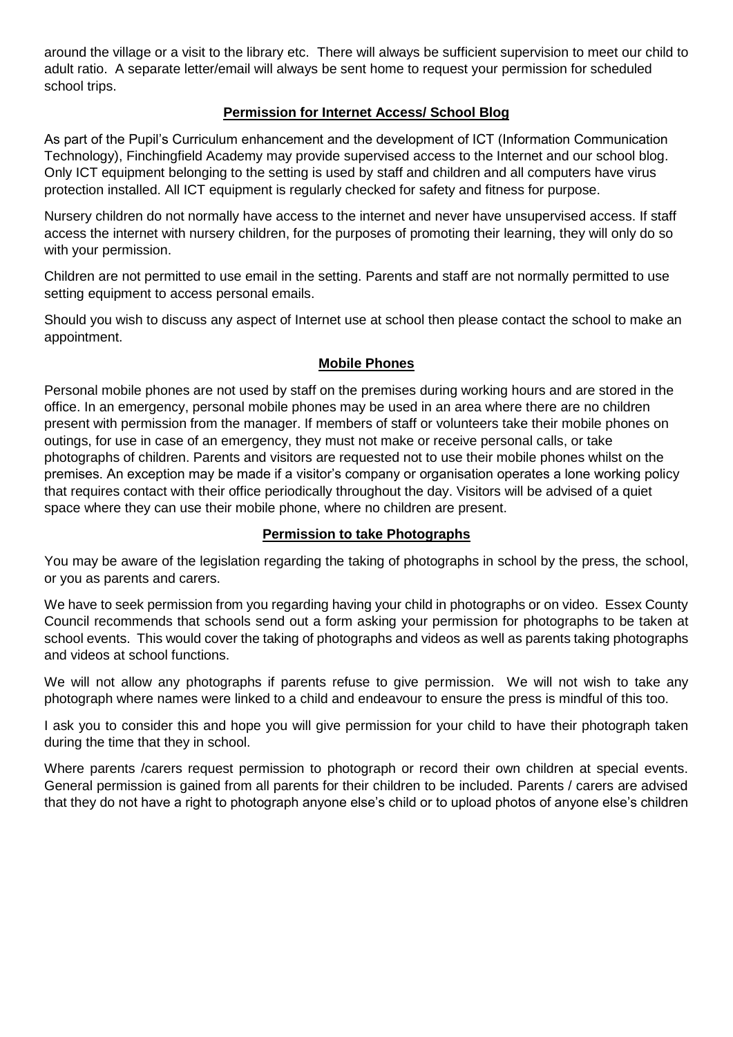around the village or a visit to the library etc. There will always be sufficient supervision to meet our child to adult ratio. A separate letter/email will always be sent home to request your permission for scheduled school trips.

## Permission for Internet Access/ School Blog

As part of the Pupil's Curriculum enhancement and the development of ICT (Information Communication Technology), Finchingfield Academy may provide supervised access to the Internet and our school blog. Only ICT equipment belonging to the setting is used by staff and children and all computers have virus protection installed. All ICT equipment is regularly checked for safety and fitness for purpose.

Nursery children do not normally have access to the internet and never have unsupervised access. If staff access the internet with nursery children, for the purposes of promoting their learning, they will only do so with your permission.

Children are not permitted to use email in the setting. Parents and staff are not normally permitted to use setting equipment to access personal emails.

Should you wish to discuss any aspect of Internet use at school then please contact the school to make an appointment.

## Mobile Phones

Personal mobile phones are not used by staff on the premises during working hours and are stored in the office. In an emergency, personal mobile phones may be used in an area where there are no children present with permission from the manager. If members of staff or volunteers take their mobile phones on outings, for use in case of an emergency, they must not make or receive personal calls, or take photographs of children. Parents and visitors are requested not to use their mobile phones whilst on the premises. An exception may be made if a visitor's company or organisation operates a lone working policy that requires contact with their office periodically throughout the day. Visitors will be advised of a quiet space where they can use their mobile phone, where no children are present.

## Permission to take Photographs

You may be aware of the legislation regarding the taking of photographs in school by the press, the school, or you as parents and carers.

We have to seek permission from you regarding having your child in photographs or on video. Essex County Council recommends that schools send out a form asking your permission for photographs to be taken at school events. This would cover the taking of photographs and videos as well as parents taking photographs and videos at school functions.

We will not allow any photographs if parents refuse to give permission. We will not wish to take any photograph where names were linked to a child and endeavour to ensure the press is mindful of this too.

I ask you to consider this and hope you will give permission for your child to have their photograph taken during the time that they in school.

Where parents /carers request permission to photograph or record their own children at special events. General permission is gained from all parents for their children to be included. Parents / carers are advised that they do not have a right to photograph anyone else's child or to upload photos of anyone else's children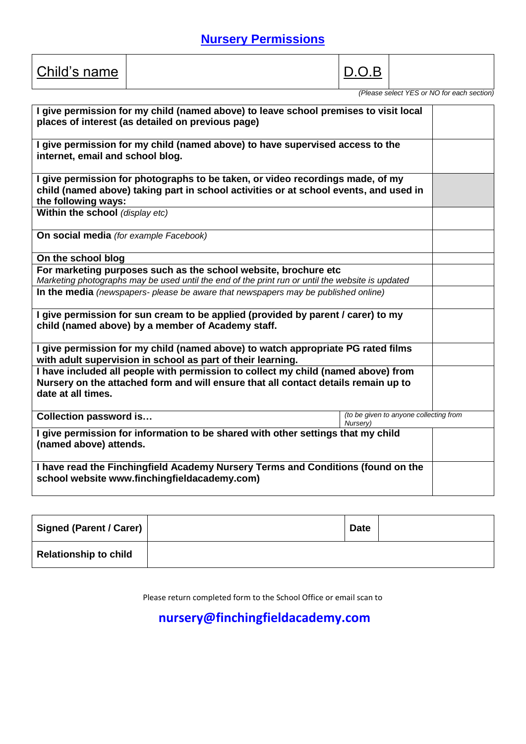# Nursery Permissions

| | | | |
|---|---|---|---|
| Child's name | | D.O.B | |

*(Please select YES or NO for each section)*

| | |
|---|---|
| **I give permission for my child (named above) to leave school premises to visit local places of interest (as detailed on previous page)** | |
| **I give permission for my child (named above) to have supervised access to the internet, email and school blog.** | |
| **I give permission for photographs to be taken, or video recordings made, of my child (named above) taking part in school activities or at school events, and used in the following ways:** | |
| **Within the school** *(display etc)* | |
| **On social media** *(for example Facebook)* | |
| **On the school blog** | |
| **For marketing purposes such as the school website, brochure etc** *Marketing photographs may be used until the end of the print run or until the website is updated* | |
| **In the media** *(newspapers- please be aware that newspapers may be published online)* | |
| **I give permission for sun cream to be applied (provided by parent / carer) to my child (named above) by a member of Academy staff.** | |
| **I give permission for my child (named above) to watch appropriate PG rated films with adult supervision in school as part of their learning.** | |
| **I have included all people with permission to collect my child (named above) from Nursery on the attached form and will ensure that all contact details remain up to date at all times.** | |
| **Collection password is…** | *(to be given to anyone collecting from Nursery)* |
| **I give permission for information to be shared with other settings that my child (named above) attends.** | |
| **I have read the Finchingfield Academy Nursery Terms and Conditions (found on the school website www.finchingfieldacademy.com)** | |

| | | | |
|---|---|---|---|
| **Signed (Parent / Carer)** | | **Date** | |
| **Relationship to child** | | | |

Please return completed form to the School Office or email scan to

**nursery@finchingfieldacademy.com**